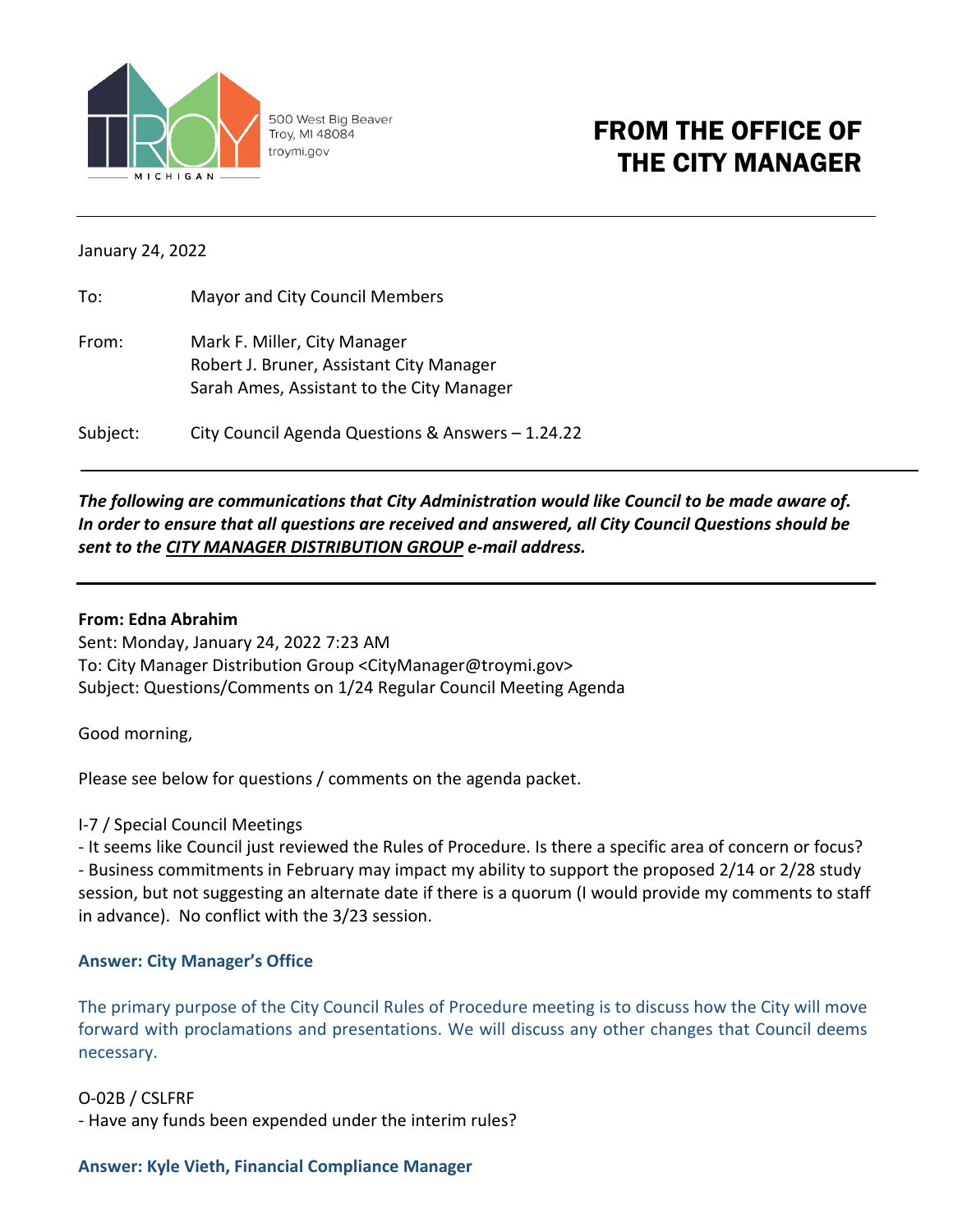500 West Big Beaver
Troy, MI 48084
troymi.gov

# FROM THE OFFICE OF THE CITY MANAGER

---

January 24, 2022

To: Mayor and City Council Members

From: Mark F. Miller, City Manager
Robert J. Bruner, Assistant City Manager
Sarah Ames, Assistant to the City Manager

Subject: City Council Agenda Questions & Answers – 1.24.22

---

***The following are communications that City Administration would like Council to be made aware of. In order to ensure that all questions are received and answered, all City Council Questions should be sent to the CITY MANAGER DISTRIBUTION GROUP e-mail address.***

---

**From: Edna Abrahim**
Sent: Monday, January 24, 2022 7:23 AM
To: City Manager Distribution Group <CityManager@troymi.gov>
Subject: Questions/Comments on 1/24 Regular Council Meeting Agenda

Good morning,

Please see below for questions / comments on the agenda packet.

I-7 / Special Council Meetings
- It seems like Council just reviewed the Rules of Procedure. Is there a specific area of concern or focus?
- Business commitments in February may impact my ability to support the proposed 2/14 or 2/28 study session, but not suggesting an alternate date if there is a quorum (I would provide my comments to staff in advance). No conflict with the 3/23 session.

**Answer: City Manager's Office**

The primary purpose of the City Council Rules of Procedure meeting is to discuss how the City will move forward with proclamations and presentations. We will discuss any other changes that Council deems necessary.

O-02B / CSLFRF
- Have any funds been expended under the interim rules?

**Answer: Kyle Vieth, Financial Compliance Manager**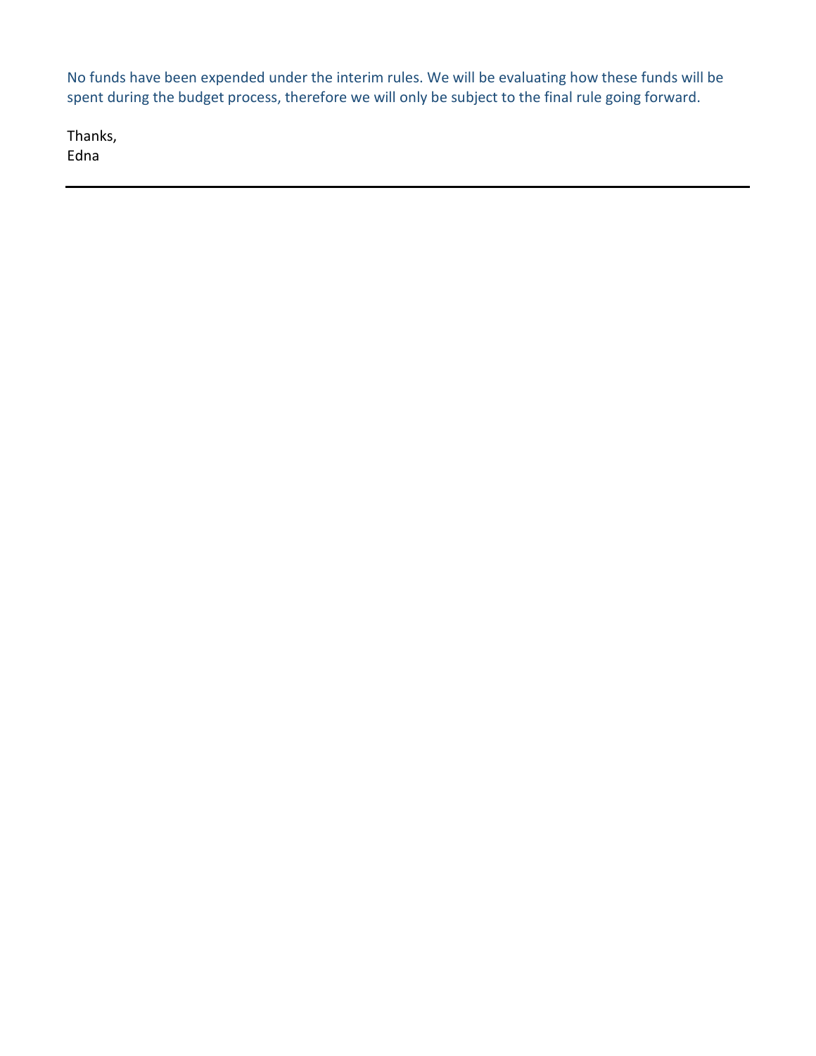No funds have been expended under the interim rules. We will be evaluating how these funds will be spent during the budget process, therefore we will only be subject to the final rule going forward.

Thanks,
Edna

---